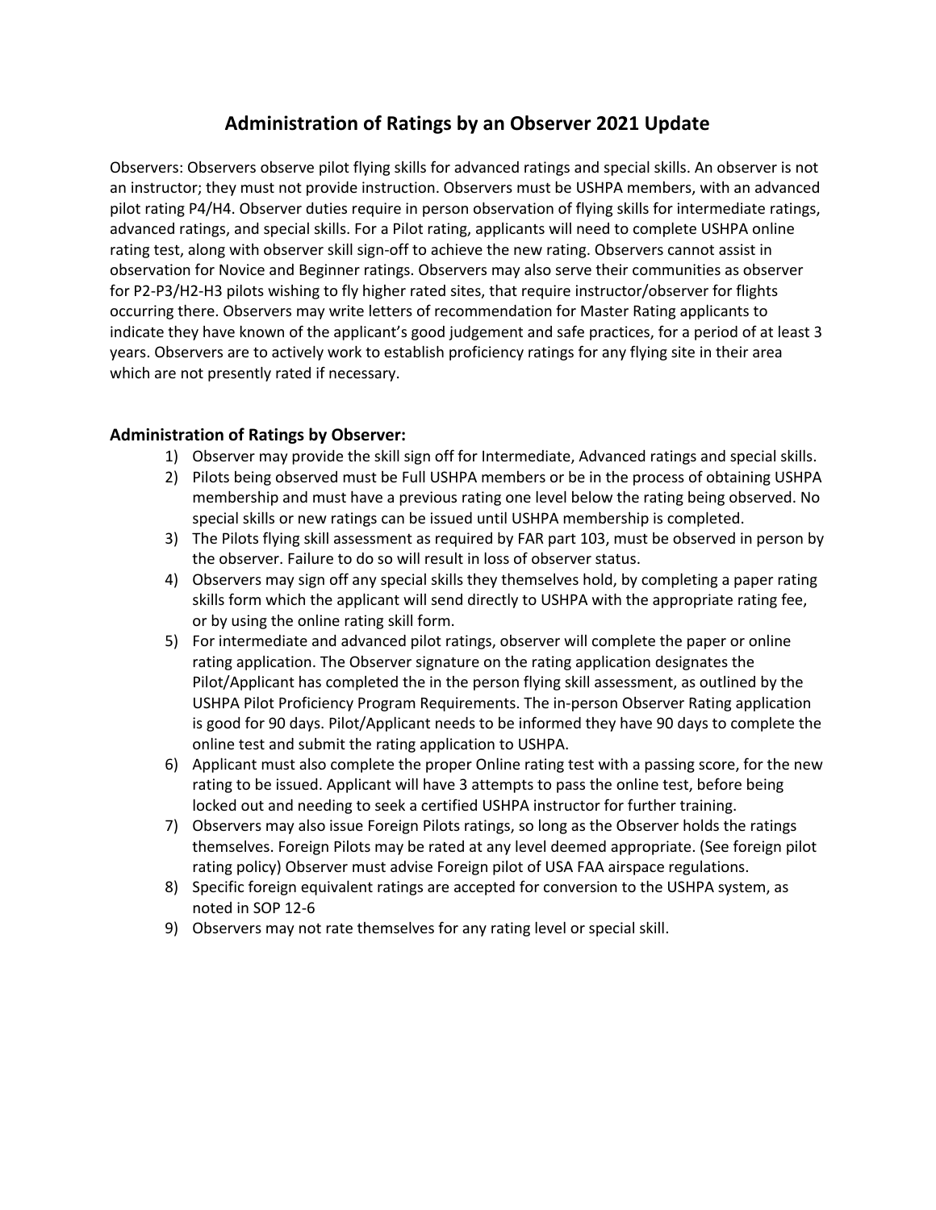# Administration of Ratings by an Observer 2021 Update

Observers: Observers observe pilot flying skills for advanced ratings and special skills. An observer is not an instructor; they must not provide instruction. Observers must be USHPA members, with an advanced pilot rating P4/H4. Observer duties require in person observation of flying skills for intermediate ratings, advanced ratings, and special skills. For a Pilot rating, applicants will need to complete USHPA online rating test, along with observer skill sign-off to achieve the new rating. Observers cannot assist in observation for Novice and Beginner ratings. Observers may also serve their communities as observer for P2-P3/H2-H3 pilots wishing to fly higher rated sites, that require instructor/observer for flights occurring there. Observers may write letters of recommendation for Master Rating applicants to indicate they have known of the applicant's good judgement and safe practices, for a period of at least 3 years. Observers are to actively work to establish proficiency ratings for any flying site in their area which are not presently rated if necessary.

### Administration of Ratings by Observer:

1) Observer may provide the skill sign off for Intermediate, Advanced ratings and special skills.
2) Pilots being observed must be Full USHPA members or be in the process of obtaining USHPA membership and must have a previous rating one level below the rating being observed. No special skills or new ratings can be issued until USHPA membership is completed.
3) The Pilots flying skill assessment as required by FAR part 103, must be observed in person by the observer. Failure to do so will result in loss of observer status.
4) Observers may sign off any special skills they themselves hold, by completing a paper rating skills form which the applicant will send directly to USHPA with the appropriate rating fee, or by using the online rating skill form.
5) For intermediate and advanced pilot ratings, observer will complete the paper or online rating application. The Observer signature on the rating application designates the Pilot/Applicant has completed the in the person flying skill assessment, as outlined by the USHPA Pilot Proficiency Program Requirements. The in-person Observer Rating application is good for 90 days. Pilot/Applicant needs to be informed they have 90 days to complete the online test and submit the rating application to USHPA.
6) Applicant must also complete the proper Online rating test with a passing score, for the new rating to be issued. Applicant will have 3 attempts to pass the online test, before being locked out and needing to seek a certified USHPA instructor for further training.
7) Observers may also issue Foreign Pilots ratings, so long as the Observer holds the ratings themselves. Foreign Pilots may be rated at any level deemed appropriate. (See foreign pilot rating policy) Observer must advise Foreign pilot of USA FAA airspace regulations.
8) Specific foreign equivalent ratings are accepted for conversion to the USHPA system, as noted in SOP 12-6
9) Observers may not rate themselves for any rating level or special skill.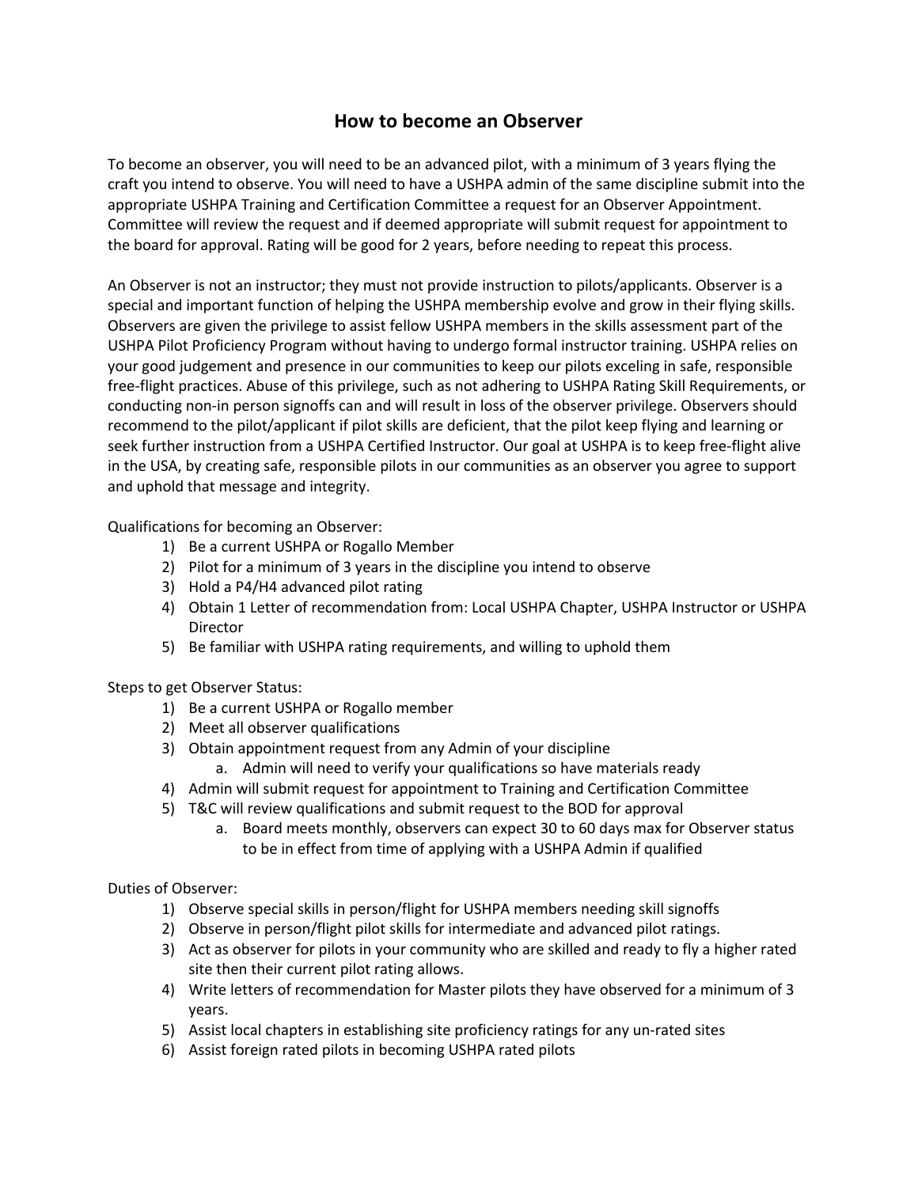# How to become an Observer

To become an observer, you will need to be an advanced pilot, with a minimum of 3 years flying the craft you intend to observe. You will need to have a USHPA admin of the same discipline submit into the appropriate USHPA Training and Certification Committee a request for an Observer Appointment. Committee will review the request and if deemed appropriate will submit request for appointment to the board for approval. Rating will be good for 2 years, before needing to repeat this process.

An Observer is not an instructor; they must not provide instruction to pilots/applicants. Observer is a special and important function of helping the USHPA membership evolve and grow in their flying skills. Observers are given the privilege to assist fellow USHPA members in the skills assessment part of the USHPA Pilot Proficiency Program without having to undergo formal instructor training. USHPA relies on your good judgement and presence in our communities to keep our pilots exceling in safe, responsible free-flight practices. Abuse of this privilege, such as not adhering to USHPA Rating Skill Requirements, or conducting non-in person signoffs can and will result in loss of the observer privilege. Observers should recommend to the pilot/applicant if pilot skills are deficient, that the pilot keep flying and learning or seek further instruction from a USHPA Certified Instructor. Our goal at USHPA is to keep free-flight alive in the USA, by creating safe, responsible pilots in our communities as an observer you agree to support and uphold that message and integrity.

Qualifications for becoming an Observer:

1) Be a current USHPA or Rogallo Member
2) Pilot for a minimum of 3 years in the discipline you intend to observe
3) Hold a P4/H4 advanced pilot rating
4) Obtain 1 Letter of recommendation from: Local USHPA Chapter, USHPA Instructor or USHPA Director
5) Be familiar with USHPA rating requirements, and willing to uphold them

Steps to get Observer Status:

1) Be a current USHPA or Rogallo member
2) Meet all observer qualifications
3) Obtain appointment request from any Admin of your discipline
   a. Admin will need to verify your qualifications so have materials ready
4) Admin will submit request for appointment to Training and Certification Committee
5) T&C will review qualifications and submit request to the BOD for approval
   a. Board meets monthly, observers can expect 30 to 60 days max for Observer status to be in effect from time of applying with a USHPA Admin if qualified

Duties of Observer:

1) Observe special skills in person/flight for USHPA members needing skill signoffs
2) Observe in person/flight pilot skills for intermediate and advanced pilot ratings.
3) Act as observer for pilots in your community who are skilled and ready to fly a higher rated site then their current pilot rating allows.
4) Write letters of recommendation for Master pilots they have observed for a minimum of 3 years.
5) Assist local chapters in establishing site proficiency ratings for any un-rated sites
6) Assist foreign rated pilots in becoming USHPA rated pilots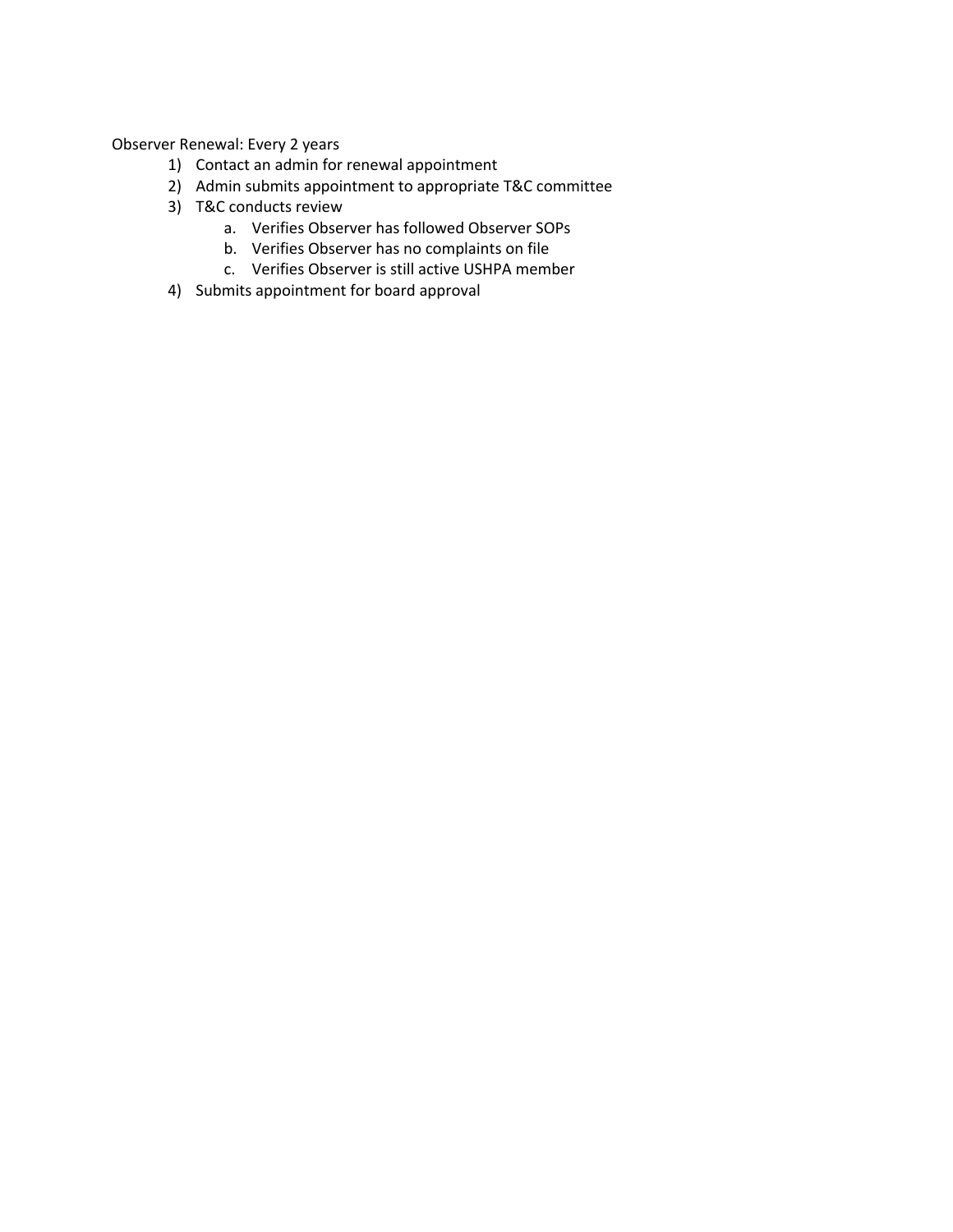Observer Renewal: Every 2 years

1) Contact an admin for renewal appointment
2) Admin submits appointment to appropriate T&C committee
3) T&C conducts review
    a. Verifies Observer has followed Observer SOPs
    b. Verifies Observer has no complaints on file
    c. Verifies Observer is still active USHPA member
4) Submits appointment for board approval